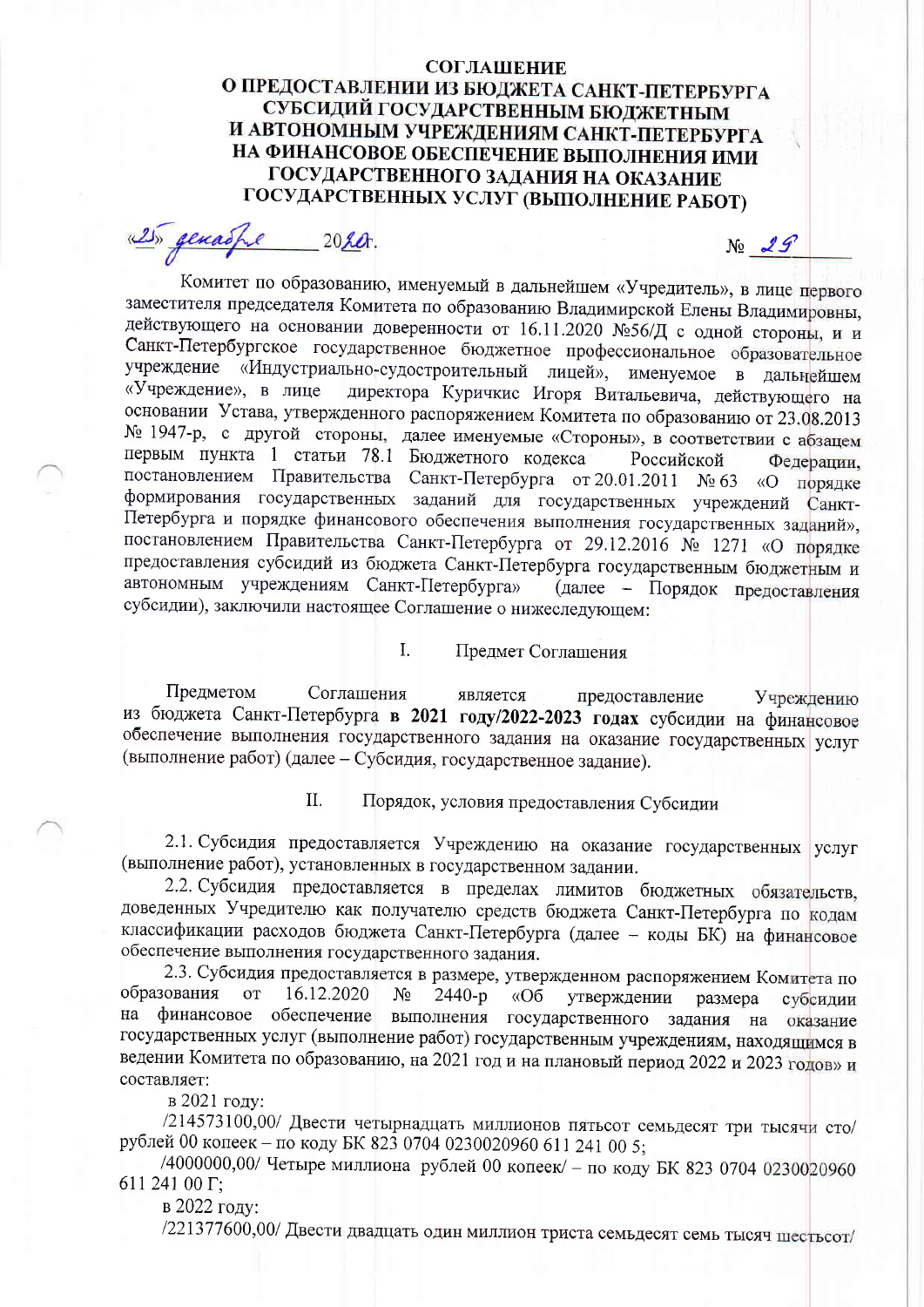# СОГЛАШЕНИЕ О ПРЕДОСТАВЛЕНИИ ИЗ БЮДЖЕТА САНКТ-ПЕТЕРБУРГА СУБСИДИЙ ГОСУДАРСТВЕННЫМ БЮДЖЕТНЫМ И АВТОНОМНЫМ УЧРЕЖДЕНИЯМ САНКТ-ПЕТЕРБУРГА НА ФИНАНСОВОЕ ОБЕСПЕЧЕНИЕ ВЫПОЛНЕНИЯ ИМИ ГОСУДАРСТВЕННОГО ЗАДАНИЯ НА ОКАЗАНИЕ ГОСУДАРСТВЕННЫХ УСЛУГ (ВЫПОЛНЕНИЕ РАБОТ)

«25» декабря 2020г. № 29

Комитет по образованию, именуемый в дальнейшем «Учредитель», в лице первого заместителя председателя Комитета по образованию Владимирской Елены Владимировны, действующего на основании доверенности от 16.11.2020 №56/Д с одной стороны, и и Санкт-Петербургское государственное бюджетное профессиональное образовательное учреждение «Индустриально-судостроительный лицей», именуемое в дальнейшем «Учреждение», в лице директора Куричкис Игоря Витальевича, действующего на основании Устава, утвержденного распоряжением Комитета по образованию от 23.08.2013 № 1947-р, с другой стороны, далее именуемые «Стороны», в соответствии с абзацем первым пункта 1 статьи 78.1 Бюджетного кодекса Российской Федерации, постановлением Правительства Санкт-Петербурга от 20.01.2011 № 63 «О порядке формирования государственных заданий для государственных учреждений Санкт-Петербурга и порядке финансового обеспечения выполнения государственных заданий», постановлением Правительства Санкт-Петербурга от 29.12.2016 № 1271 «О порядке предоставления субсидий из бюджета Санкт-Петербурга государственным бюджетным и автономным учреждениям Санкт-Петербурга» (далее – Порядок предоставления субсидии), заключили настоящее Соглашение о нижеследующем:

## I. Предмет Соглашения

Предметом Соглашения является предоставление Учреждению из бюджета Санкт-Петербурга **в 2021 году/2022-2023 годах** субсидии на финансовое обеспечение выполнения государственного задания на оказание государственных услуг (выполнение работ) (далее – Субсидия, государственное задание).

## II. Порядок, условия предоставления Субсидии

2.1. Субсидия предоставляется Учреждению на оказание государственных услуг (выполнение работ), установленных в государственном задании.

2.2. Субсидия предоставляется в пределах лимитов бюджетных обязательств, доведенных Учредителю как получателю средств бюджета Санкт-Петербурга по кодам классификации расходов бюджета Санкт-Петербурга (далее – коды БК) на финансовое обеспечение выполнения государственного задания.

2.3. Субсидия предоставляется в размере, утвержденном распоряжением Комитета по образования от 16.12.2020 № 2440-р «Об утверждении размера субсидии на финансовое обеспечение выполнения государственного задания на оказание государственных услуг (выполнение работ) государственным учреждениям, находящимся в ведении Комитета по образованию, на 2021 год и на плановый период 2022 и 2023 годов» и составляет:

в 2021 году:

/214573100,00/ Двести четырнадцать миллионов пятьсот семьдесят три тысячи сто/ рублей 00 копеек – по коду БК 823 0704 0230020960 611 241 00 5;

/4000000,00/ Четыре миллиона рублей 00 копеек/ – по коду БК 823 0704 0230020960 611 241 00 Г;

в 2022 году:

/221377600,00/ Двести двадцать один миллион триста семьдесят семь тысяч шестьсот/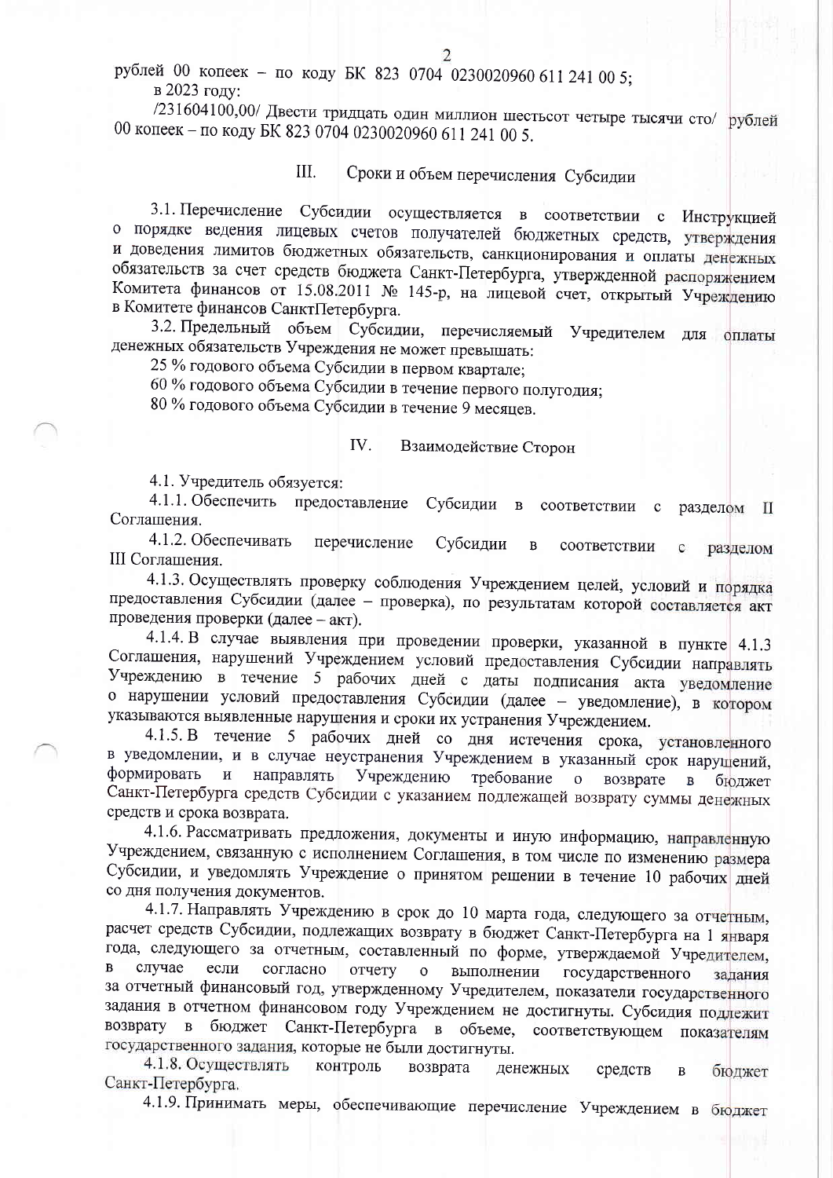рублей 00 копеек – по коду БК 823 0704 0230020960 611 241 00 5;

в 2023 году:

/231604100,00/ Двести тридцать один миллион шестьсот четыре тысячи сто/ рублей 00 копеек – по коду БК 823 0704 0230020960 611 241 00 5.

## III. Сроки и объем перечисления Субсидии

3.1. Перечисление Субсидии осуществляется в соответствии с Инструкцией о порядке ведения лицевых счетов получателей бюджетных средств, утверждения и доведения лимитов бюджетных обязательств, санкционирования и оплаты денежных обязательств за счет средств бюджета Санкт-Петербурга, утвержденной распоряжением Комитета финансов от 15.08.2011 № 145-р, на лицевой счет, открытый Учреждению в Комитете финансов СанктПетербурга.

3.2. Предельный объем Субсидии, перечисляемый Учредителем для оплаты денежных обязательств Учреждения не может превышать:

25 % годового объема Субсидии в первом квартале;

60 % годового объема Субсидии в течение первого полугодия;

80 % годового объема Субсидии в течение 9 месяцев.

## IV. Взаимодействие Сторон

4.1. Учредитель обязуется:

4.1.1. Обеспечить предоставление Субсидии в соответствии с разделом II Соглашения.

4.1.2. Обеспечивать перечисление Субсидии в соответствии с разделом III Соглашения.

4.1.3. Осуществлять проверку соблюдения Учреждением целей, условий и порядка предоставления Субсидии (далее – проверка), по результатам которой составляется акт проведения проверки (далее – акт).

4.1.4. В случае выявления при проведении проверки, указанной в пункте 4.1.3 Соглашения, нарушений Учреждением условий предоставления Субсидии направлять Учреждению в течение 5 рабочих дней с даты подписания акта уведомление о нарушении условий предоставления Субсидии (далее – уведомление), в котором указываются выявленные нарушения и сроки их устранения Учреждением.

4.1.5. В течение 5 рабочих дней со дня истечения срока, установленного в уведомлении, и в случае неустранения Учреждением в указанный срок нарушений, формировать и направлять Учреждению требование о возврате в бюджет Санкт-Петербурга средств Субсидии с указанием подлежащей возврату суммы денежных средств и срока возврата.

4.1.6. Рассматривать предложения, документы и иную информацию, направленную Учреждением, связанную с исполнением Соглашения, в том числе по изменению размера Субсидии, и уведомлять Учреждение о принятом решении в течение 10 рабочих дней со дня получения документов.

4.1.7. Направлять Учреждению в срок до 10 марта года, следующего за отчетным, расчет средств Субсидии, подлежащих возврату в бюджет Санкт-Петербурга на 1 января года, следующего за отчетным, составленный по форме, утверждаемой Учредителем, в случае если согласно отчету о выполнении государственного задания за отчетный финансовый год, утвержденному Учредителем, показатели государственного задания в отчетном финансовом году Учреждением не достигнуты. Субсидия подлежит возврату в бюджет Санкт-Петербурга в объеме, соответствующем показателям государственного задания, которые не были достигнуты.

4.1.8. Осуществлять контроль возврата денежных средств в бюджет Санкт-Петербурга.

4.1.9. Принимать меры, обеспечивающие перечисление Учреждением в бюджет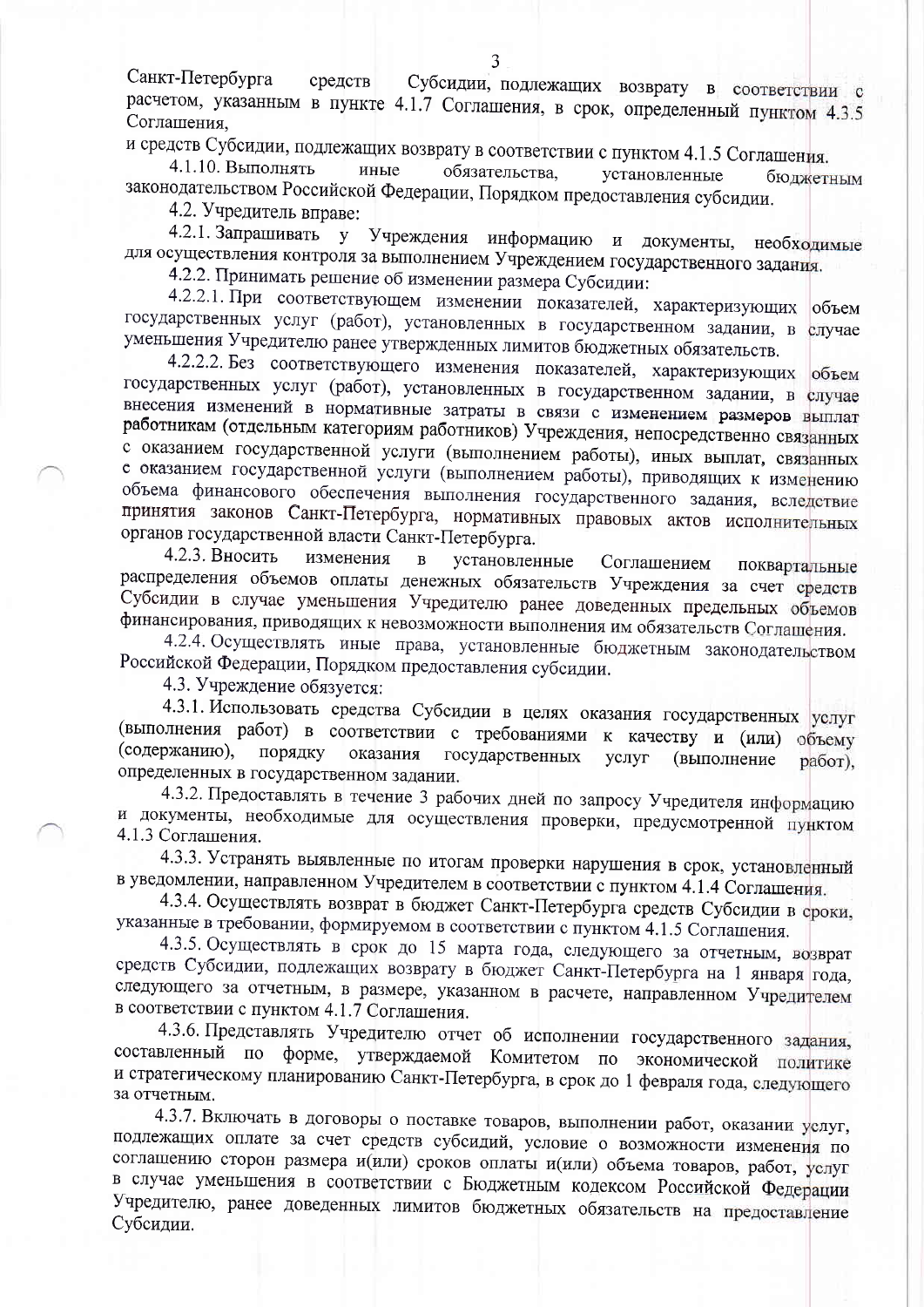Санкт-Петербурга средств Субсидии, подлежащих возврату в соответствии с расчетом, указанным в пункте 4.1.7 Соглашения, в срок, определенный пунктом 4.3.5 Соглашения,

и средств Субсидии, подлежащих возврату в соответствии с пунктом 4.1.5 Соглашения.

4.1.10. Выполнять иные обязательства, установленные бюджетным законодательством Российской Федерации, Порядком предоставления субсидии.

4.2. Учредитель вправе:

4.2.1. Запрашивать у Учреждения информацию и документы, необходимые для осуществления контроля за выполнением Учреждением государственного задания.

4.2.2. Принимать решение об изменении размера Субсидии:

4.2.2.1. При соответствующем изменении показателей, характеризующих объем государственных услуг (работ), установленных в государственном задании, в случае уменьшения Учредителю ранее утвержденных лимитов бюджетных обязательств.

4.2.2.2. Без соответствующего изменения показателей, характеризующих объем государственных услуг (работ), установленных в государственном задании, в случае внесения изменений в нормативные затраты в связи с изменением размеров выплат работникам (отдельным категориям работников) Учреждения, непосредственно связанных с оказанием государственной услуги (выполнением работы), иных выплат, связанных с оказанием государственной услуги (выполнением работы), приводящих к изменению объема финансового обеспечения выполнения государственного задания, вследствие принятия законов Санкт-Петербурга, нормативных правовых актов исполнительных органов государственной власти Санкт-Петербурга.

4.2.3. Вносить изменения в установленные Соглашением поквартальные распределения объемов оплаты денежных обязательств Учреждения за счет средств Субсидии в случае уменьшения Учредителю ранее доведенных предельных объемов финансирования, приводящих к невозможности выполнения им обязательств Соглашения.

4.2.4. Осуществлять иные права, установленные бюджетным законодательством Российской Федерации, Порядком предоставления субсидии.

4.3. Учреждение обязуется:

4.3.1. Использовать средства Субсидии в целях оказания государственных услуг (выполнения работ) в соответствии с требованиями к качеству и (или) объему (содержанию), порядку оказания государственных услуг (выполнение работ), определенных в государственном задании.

4.3.2. Предоставлять в течение 3 рабочих дней по запросу Учредителя информацию и документы, необходимые для осуществления проверки, предусмотренной пунктом 4.1.3 Соглашения.

4.3.3. Устранять выявленные по итогам проверки нарушения в срок, установленный в уведомлении, направленном Учредителем в соответствии с пунктом 4.1.4 Соглашения.

4.3.4. Осуществлять возврат в бюджет Санкт-Петербурга средств Субсидии в сроки, указанные в требовании, формируемом в соответствии с пунктом 4.1.5 Соглашения.

4.3.5. Осуществлять в срок до 15 марта года, следующего за отчетным, возврат средств Субсидии, подлежащих возврату в бюджет Санкт-Петербурга на 1 января года, следующего за отчетным, в размере, указанном в расчете, направленном Учредителем в соответствии с пунктом 4.1.7 Соглашения.

4.3.6. Представлять Учредителю отчет об исполнении государственного задания, составленный по форме, утверждаемой Комитетом по экономической политике и стратегическому планированию Санкт-Петербурга, в срок до 1 февраля года, следующего за отчетным.

4.3.7. Включать в договоры о поставке товаров, выполнении работ, оказании услуг, подлежащих оплате за счет средств субсидий, условие о возможности изменения по соглашению сторон размера и(или) сроков оплаты и(или) объема товаров, работ, услуг в случае уменьшения в соответствии с Бюджетным кодексом Российской Федерации Учредителю, ранее доведенных лимитов бюджетных обязательств на предоставление Субсидии.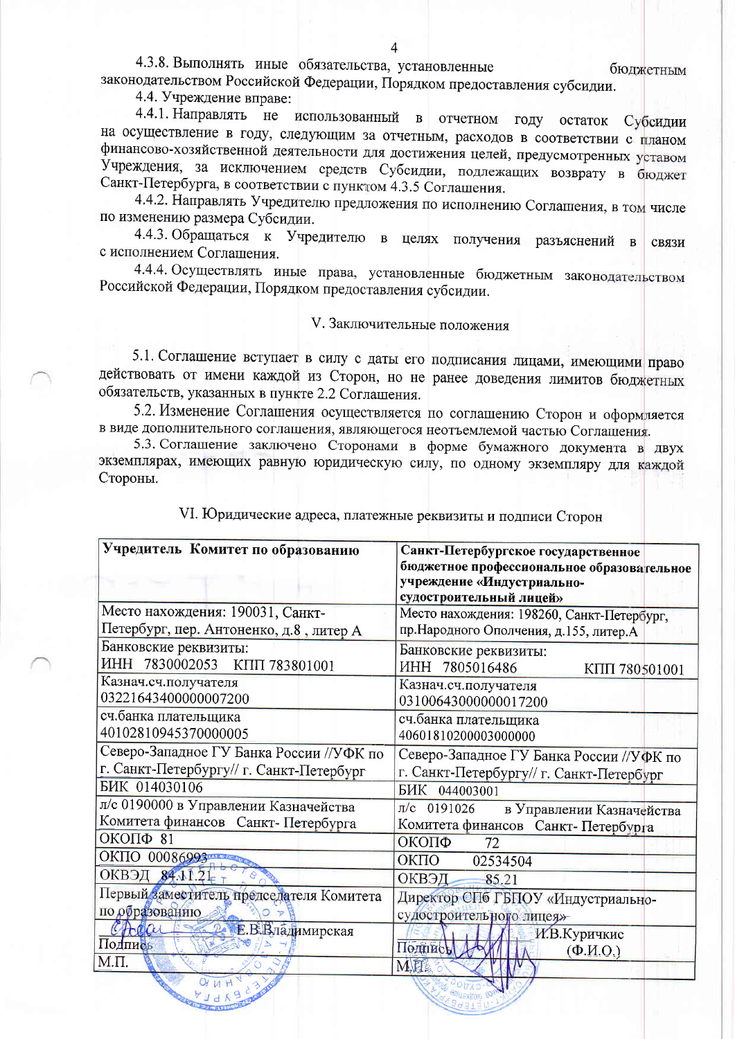4.3.8. Выполнять иные обязательства, установленные бюджетным законодательством Российской Федерации, Порядком предоставления субсидии.

4.4. Учреждение вправе:

4.4.1. Направлять не использованный в отчетном году остаток Субсидии на осуществление в году, следующим за отчетным, расходов в соответствии с планом финансово-хозяйственной деятельности для достижения целей, предусмотренных уставом Учреждения, за исключением средств Субсидии, подлежащих возврату в бюджет Санкт-Петербурга, в соответствии с пунктом 4.3.5 Соглашения.

4.4.2. Направлять Учредителю предложения по исполнению Соглашения, в том числе по изменению размера Субсидии.

4.4.3. Обращаться к Учредителю в целях получения разъяснений в связи с исполнением Соглашения.

4.4.4. Осуществлять иные права, установленные бюджетным законодательством Российской Федерации, Порядком предоставления субсидии.

## V. Заключительные положения

5.1. Соглашение вступает в силу с даты его подписания лицами, имеющими право действовать от имени каждой из Сторон, но не ранее доведения лимитов бюджетных обязательств, указанных в пункте 2.2 Соглашения.

5.2. Изменение Соглашения осуществляется по соглашению Сторон и оформляется в виде дополнительного соглашения, являющегося неотъемлемой частью Соглашения.

5.3. Соглашение заключено Сторонами в форме бумажного документа в двух экземплярах, имеющих равную юридическую силу, по одному экземпляру для каждой Стороны.

## VI. Юридические адреса, платежные реквизиты и подписи Сторон

| | |
|---|---|
| **Учредитель Комитет по образованию** | **Санкт-Петербургское государственное бюджетное профессиональное образовательное учреждение «Индустриально-судостроительный лицей»** |
| Место нахождения: 190031, Санкт-Петербург, пер. Антоненко, д.8 , литер А | Место нахождения: 198260, Санкт-Петербург, пр.Народного Ополчения, д.155, литер.А |
| Банковские реквизиты: ИНН 7830002053 КПП 783801001 | Банковские реквизиты: ИНН 7805016486 КПП 780501001 |
| Казнач.сч.получателя 03221643400000007200 | Казнач.сч.получателя 03100643000000017200 |
| сч.банка плательщика 40102810945370000005 | сч.банка плательщика 40601810200003000000 |
| Северо-Западное ГУ Банка России //УФК по г. Санкт-Петербургу// г. Санкт-Петербург | Северо-Западное ГУ Банка России //УФК по г. Санкт-Петербургу// г. Санкт-Петербург |
| БИК 014030106 | БИК 044003001 |
| л/с 0190000 в Управлении Казначейства Комитета финансов Санкт- Петербурга | л/с 0191026 в Управлении Казначейства Комитета финансов Санкт- Петербурга |
| ОКОПФ 81 | ОКОПФ 72 |
| ОКПО 00086993 | ОКПО 02534504 |
| ОКВЭД 84.11.21 | ОКВЭД 85.21 |
| Первый заместитель председателя Комитета по образованию | Директор СПб ГБПОУ «Индустриально-судостроительного лицея» |
| Е.В.Владимирская Подпись | И.В.Куричкис Подпись (Ф.И.О.) |
| М.П. | М.П. |